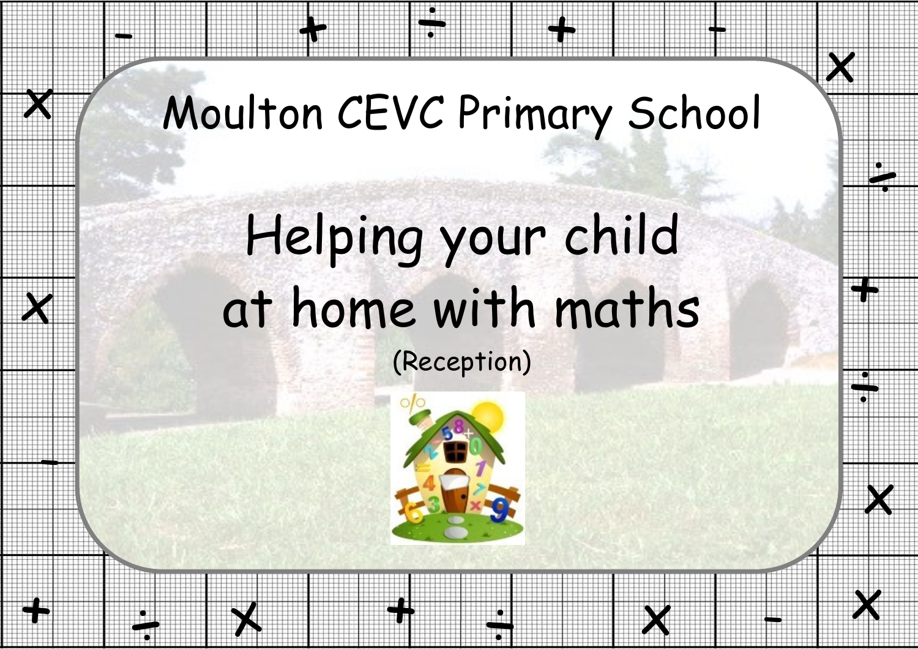# Moulton CEVC Primary School

# Helping your child at home with maths

(Reception)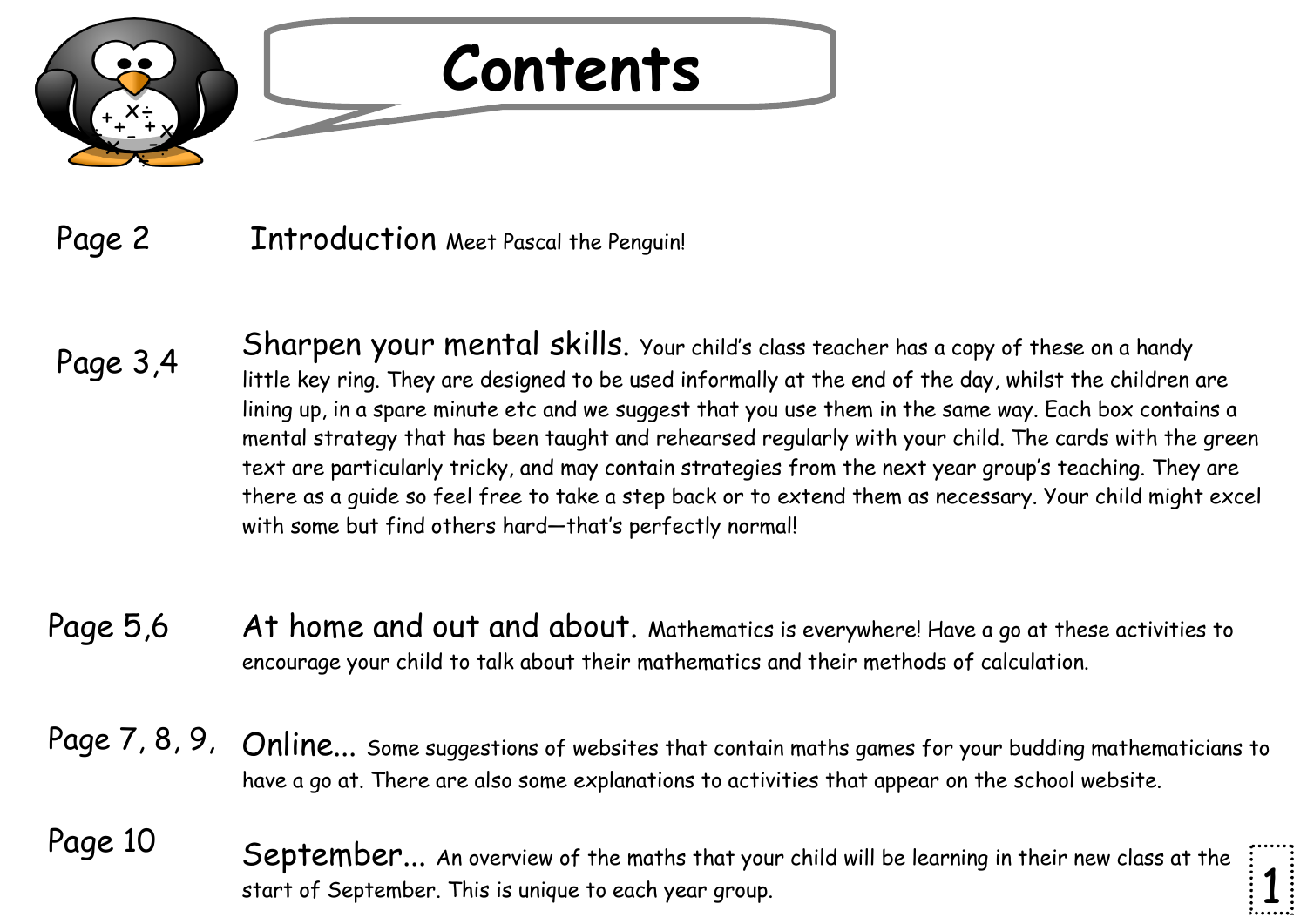# Contents

**Page 2** — **Introduction** Meet Pascal the Penguin!

**Page 3,4** — **Sharpen your mental skills.** Your child's class teacher has a copy of these on a handy little key ring. They are designed to be used informally at the end of the day, whilst the children are lining up, in a spare minute etc and we suggest that you use them in the same way. Each box contains a mental strategy that has been taught and rehearsed regularly with your child. The cards with the green text are particularly tricky, and may contain strategies from the next year group's teaching. They are there as a guide so feel free to take a step back or to extend them as necessary. Your child might excel with some but find others hard—that's perfectly normal!

**Page 5,6** — **At home and out and about.** Mathematics is everywhere! Have a go at these activities to encourage your child to talk about their mathematics and their methods of calculation.

**Page 7, 8, 9,** — **Online...** Some suggestions of websites that contain maths games for your budding mathematicians to have a go at. There are also some explanations to activities that appear on the school website.

**Page 10** — **September...** An overview of the maths that your child will be learning in their new class at the start of September. This is unique to each year group.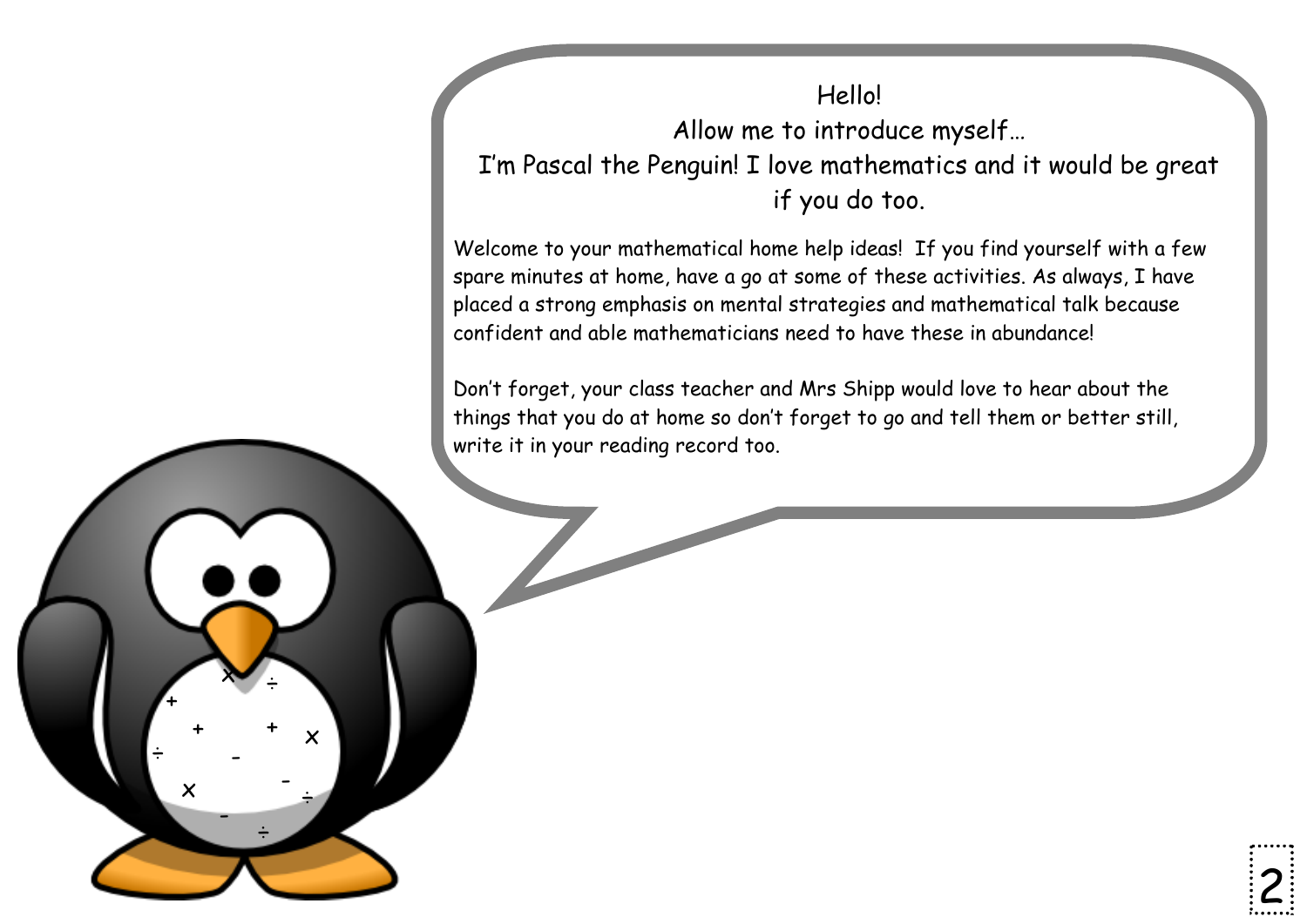Hello!

Allow me to introduce myself…

I'm Pascal the Penguin! I love mathematics and it would be great if you do too.

Welcome to your mathematical home help ideas! If you find yourself with a few spare minutes at home, have a go at some of these activities. As always, I have placed a strong emphasis on mental strategies and mathematical talk because confident and able mathematicians need to have these in abundance!

Don't forget, your class teacher and Mrs Shipp would love to hear about the things that you do at home so don't forget to go and tell them or better still, write it in your reading record too.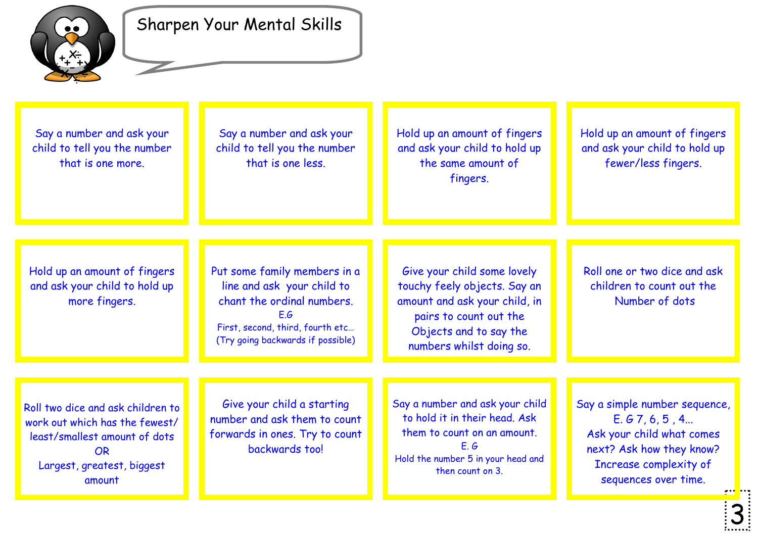# Sharpen Your Mental Skills

Say a number and ask your child to tell you the number that is one more.

Say a number and ask your child to tell you the number that is one less.

Hold up an amount of fingers and ask your child to hold up the same amount of fingers.

Hold up an amount of fingers and ask your child to hold up fewer/less fingers.

Hold up an amount of fingers and ask your child to hold up more fingers.

Put some family members in a line and ask your child to chant the ordinal numbers.
E.G
First, second, third, fourth etc…
(Try going backwards if possible)

Give your child some lovely touchy feely objects. Say an amount and ask your child, in pairs to count out the Objects and to say the numbers whilst doing so.

Roll one or two dice and ask children to count out the Number of dots

Roll two dice and ask children to work out which has the fewest/ least/smallest amount of dots
OR
Largest, greatest, biggest amount

Give your child a starting number and ask them to count forwards in ones. Try to count backwards too!

Say a number and ask your child to hold it in their head. Ask them to count on an amount.
E. G
Hold the number 5 in your head and then count on 3.

Say a simple number sequence, E. G 7, 6, 5 , 4…
Ask your child what comes next? Ask how they know? Increase complexity of sequences over time.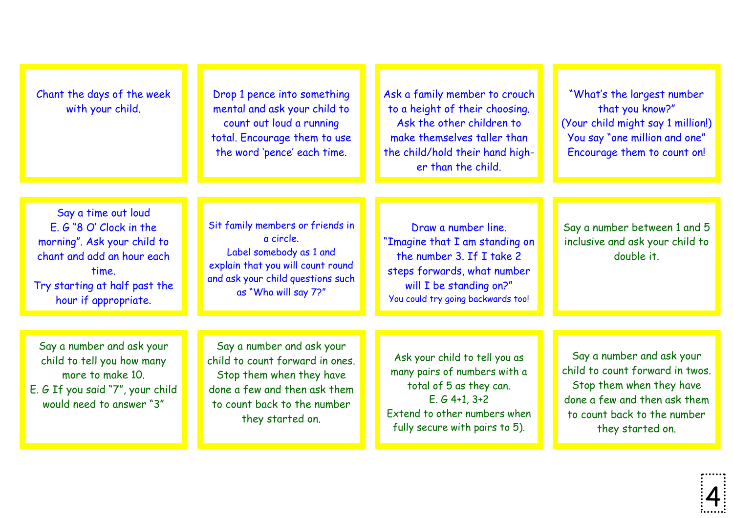Chant the days of the week with your child.

Drop 1 pence into something mental and ask your child to count out loud a running total. Encourage them to use the word 'pence' each time.

Ask a family member to crouch to a height of their choosing. Ask the other children to make themselves taller than the child/hold their hand higher than the child.

"What's the largest number that you know?" (Your child might say 1 million!) You say "one million and one" Encourage them to count on!

Say a time out loud E. G "8 O' Clock in the morning". Ask your child to chant and add an hour each time. Try starting at half past the hour if appropriate.

Sit family members or friends in a circle. Label somebody as 1 and explain that you will count round and ask your child questions such as "Who will say 7?"

Draw a number line. "Imagine that I am standing on the number 3. If I take 2 steps forwards, what number will I be standing on?" You could try going backwards too!

Say a number between 1 and 5 inclusive and ask your child to double it.

Say a number and ask your child to tell you how many more to make 10. E. G If you said "7", your child would need to answer "3"

Say a number and ask your child to count forward in ones. Stop them when they have done a few and then ask them to count back to the number they started on.

Ask your child to tell you as many pairs of numbers with a total of 5 as they can. E. G 4+1, 3+2 Extend to other numbers when fully secure with pairs to 5).

Say a number and ask your child to count forward in twos. Stop them when they have done a few and then ask them to count back to the number they started on.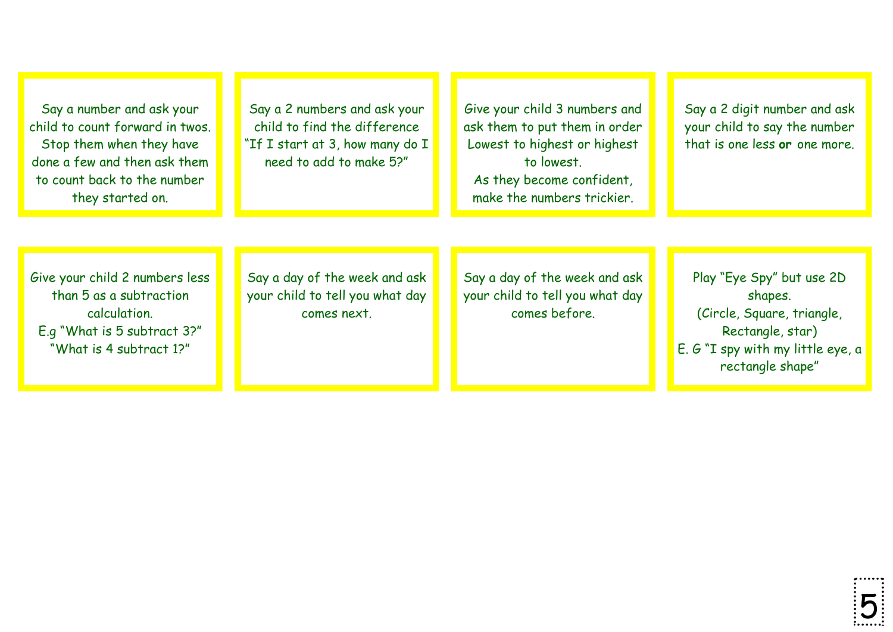Say a number and ask your child to count forward in twos. Stop them when they have done a few and then ask them to count back to the number they started on.

Say a 2 numbers and ask your child to find the difference "If I start at 3, how many do I need to add to make 5?"

Give your child 3 numbers and ask them to put them in order Lowest to highest or highest to lowest.
As they become confident, make the numbers trickier.

Say a 2 digit number and ask your child to say the number that is one less **or** one more.

Give your child 2 numbers less than 5 as a subtraction calculation.
E.g "What is 5 subtract 3?"
"What is 4 subtract 1?"

Say a day of the week and ask your child to tell you what day comes next.

Say a day of the week and ask your child to tell you what day comes before.

Play "Eye Spy" but use 2D shapes.
(Circle, Square, triangle, Rectangle, star)
E. G "I spy with my little eye, a rectangle shape"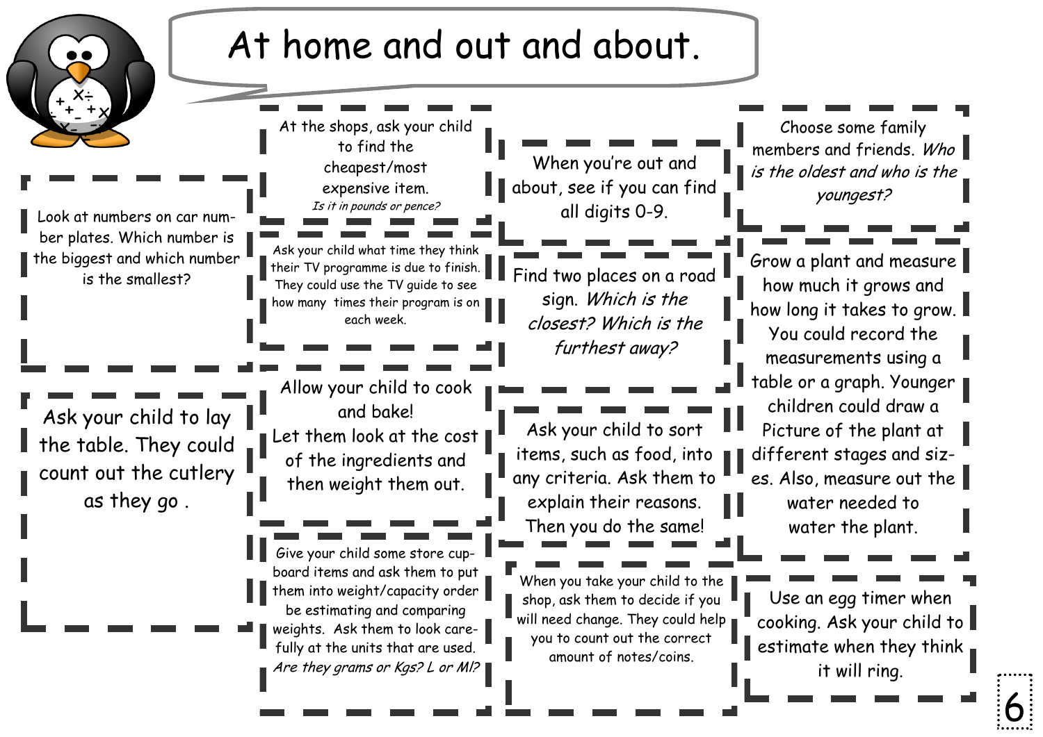# At home and out and about.

Look at numbers on car number plates. Which number is the biggest and which number is the smallest?

Ask your child to lay the table. They could count out the cutlery as they go .

At the shops, ask your child to find the cheapest/most expensive item. *Is it in pounds or pence?*

Ask your child what time they think their TV programme is due to finish. They could use the TV guide to see how many times their program is on each week.

Allow your child to cook and bake! Let them look at the cost of the ingredients and then weight them out.

Give your child some store cupboard items and ask them to put them into weight/capacity order be estimating and comparing weights. Ask them to look carefully at the units that are used. *Are they grams or Kgs? L or Ml?*

When you're out and about, see if you can find all digits 0-9.

Find two places on a road sign. *Which is the closest? Which is the furthest away?*

Ask your child to sort items, such as food, into any criteria. Ask them to explain their reasons. Then you do the same!

When you take your child to the shop, ask them to decide if you will need change. They could help you to count out the correct amount of notes/coins.

Choose some family members and friends. *Who is the oldest and who is the youngest?*

Grow a plant and measure how much it grows and how long it takes to grow. You could record the measurements using a table or a graph. Younger children could draw a Picture of the plant at different stages and sizes. Also, measure out the water needed to water the plant.

Use an egg timer when cooking. Ask your child to estimate when they think it will ring.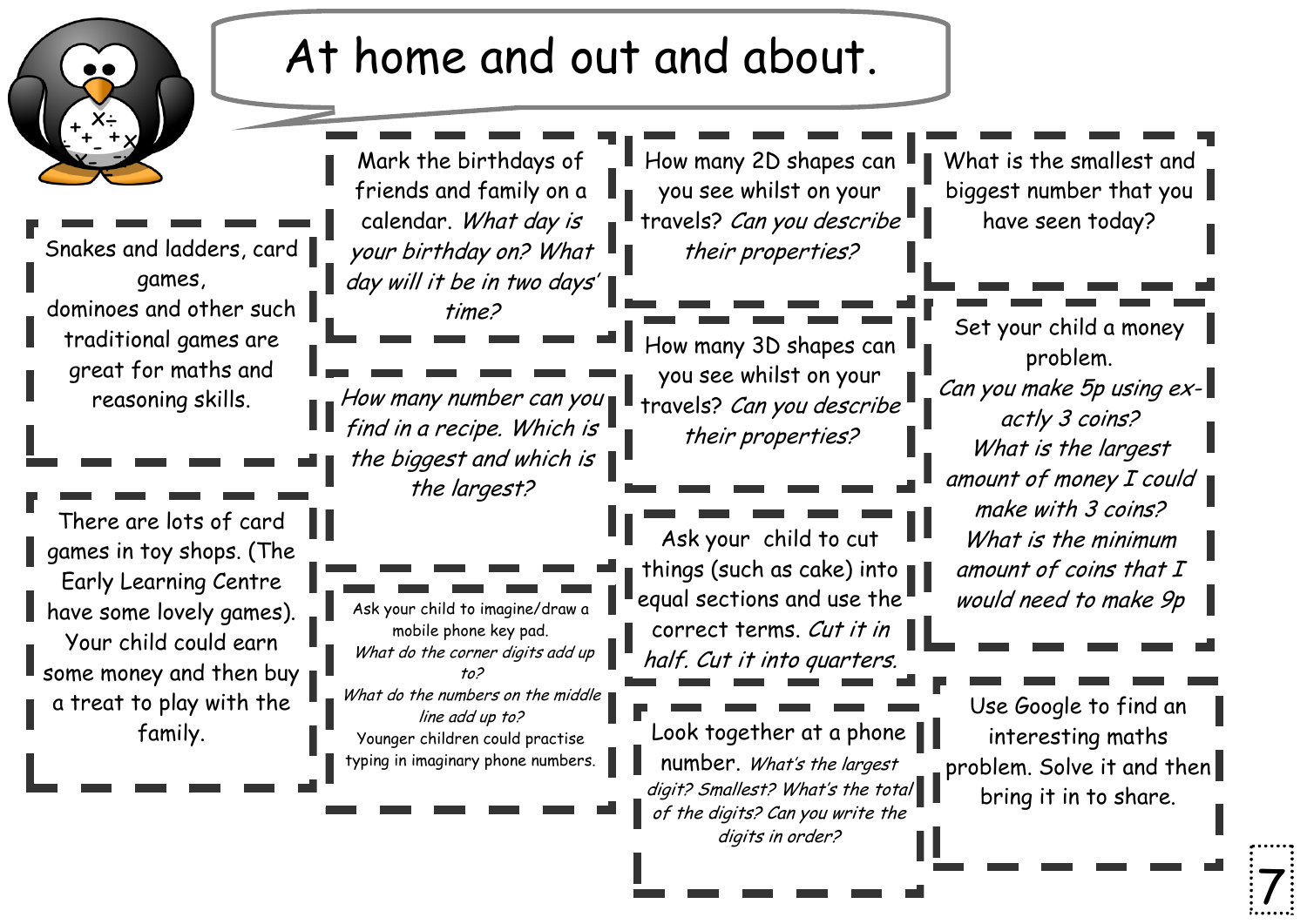# At home and out and about.

Snakes and ladders, card games, dominoes and other such traditional games are great for maths and reasoning skills.

There are lots of card games in toy shops. (The Early Learning Centre have some lovely games). Your child could earn some money and then buy a treat to play with the family.

Mark the birthdays of friends and family on a calendar. *What day is your birthday on? What day will it be in two days' time?*

*How many number can you find in a recipe. Which is the biggest and which is the largest?*

Ask your child to imagine/draw a mobile phone key pad.
*What do the corner digits add up to?*
*What do the numbers on the middle line add up to?*
Younger children could practise typing in imaginary phone numbers.

How many 2D shapes can you see whilst on your travels? *Can you describe their properties?*

How many 3D shapes can you see whilst on your travels? *Can you describe their properties?*

Ask your child to cut things (such as cake) into equal sections and use the correct terms. *Cut it in half. Cut it into quarters.*

Look together at a phone number. *What's the largest digit? Smallest? What's the total of the digits? Can you write the digits in order?*

What is the smallest and biggest number that you have seen today?

Set your child a money problem.
*Can you make 5p using exactly 3 coins?*
*What is the largest amount of money I could make with 3 coins?*
*What is the minimum amount of coins that I would need to make 9p*

Use Google to find an interesting maths problem. Solve it and then bring it in to share.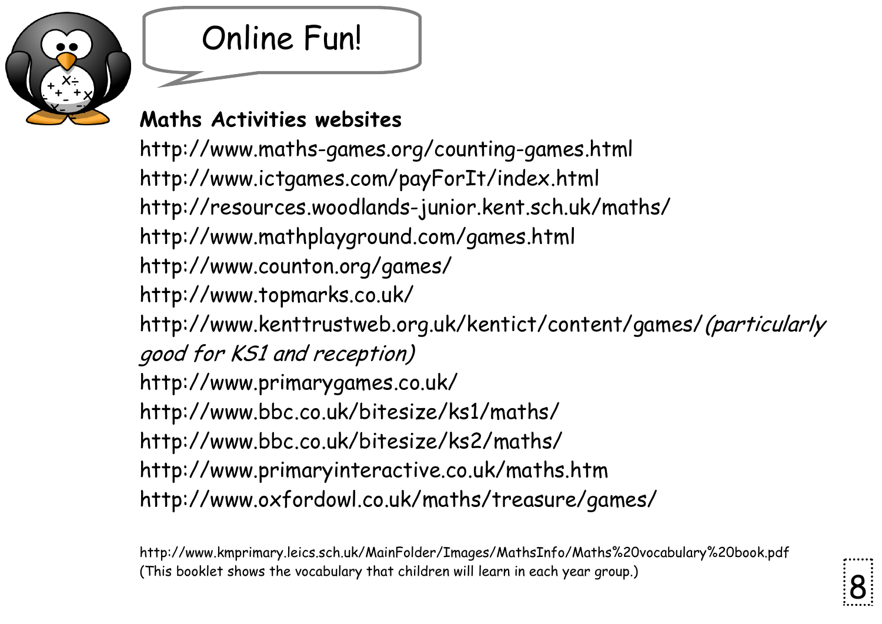# Online Fun!

**Maths Activities websites**

http://www.maths-games.org/counting-games.html
http://www.ictgames.com/payForIt/index.html
http://resources.woodlands-junior.kent.sch.uk/maths/
http://www.mathplayground.com/games.html
http://www.counton.org/games/
http://www.topmarks.co.uk/
http://www.kenttrustweb.org.uk/kentict/content/games/ *(particularly good for KS1 and reception)*
http://www.primarygames.co.uk/
http://www.bbc.co.uk/bitesize/ks1/maths/
http://www.bbc.co.uk/bitesize/ks2/maths/
http://www.primaryinteractive.co.uk/maths.htm
http://www.oxfordowl.co.uk/maths/treasure/games/

http://www.kmprimary.leics.sch.uk/MainFolder/Images/MathsInfo/Maths%20vocabulary%20book.pdf
(This booklet shows the vocabulary that children will learn in each year group.)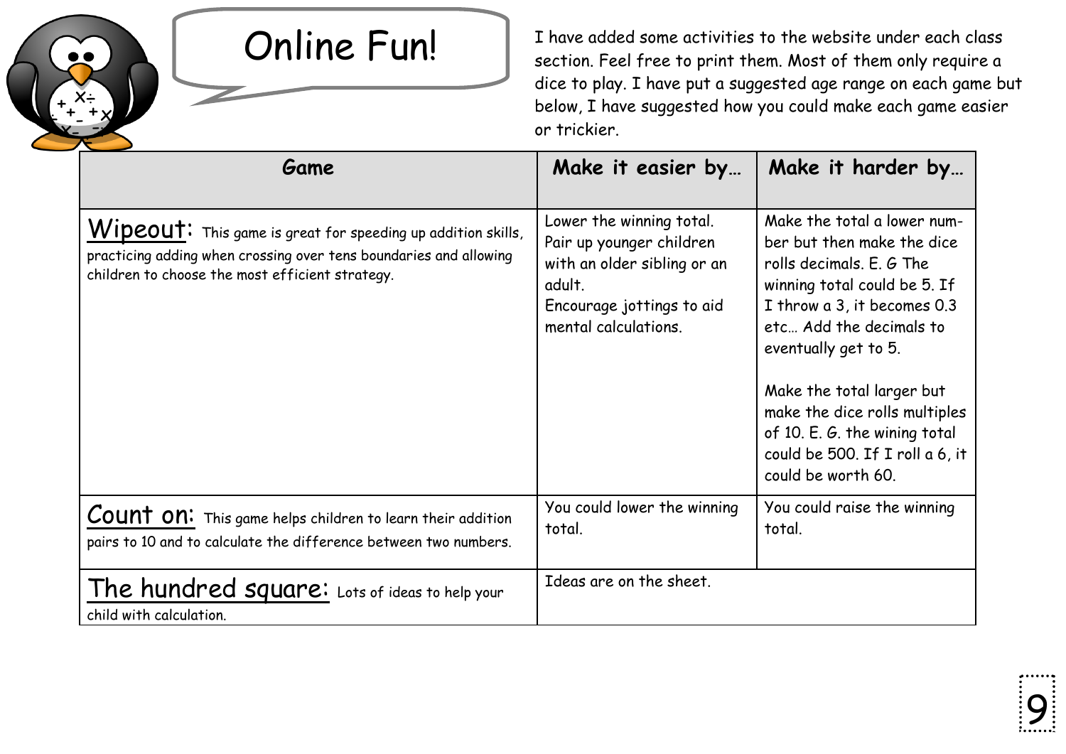# Online Fun!

I have added some activities to the website under each class section. Feel free to print them. Most of them only require a dice to play. I have put a suggested age range on each game but below, I have suggested how you could make each game easier or trickier.

| Game | Make it easier by… | Make it harder by… |
|---|---|---|
| **Wipeout:** This game is great for speeding up addition skills, practicing adding when crossing over tens boundaries and allowing children to choose the most efficient strategy. | Lower the winning total.<br>Pair up younger children with an older sibling or an adult.<br>Encourage jottings to aid mental calculations. | Make the total a lower number but then make the dice rolls decimals. E. G The winning total could be 5. If I throw a 3, it becomes 0.3 etc… Add the decimals to eventually get to 5.<br><br>Make the total larger but make the dice rolls multiples of 10. E. G. the wining total could be 500. If I roll a 6, it could be worth 60. |
| **Count on:** This game helps children to learn their addition pairs to 10 and to calculate the difference between two numbers. | You could lower the winning total. | You could raise the winning total. |
| **The hundred square:** Lots of ideas to help your child with calculation. | Ideas are on the sheet. | |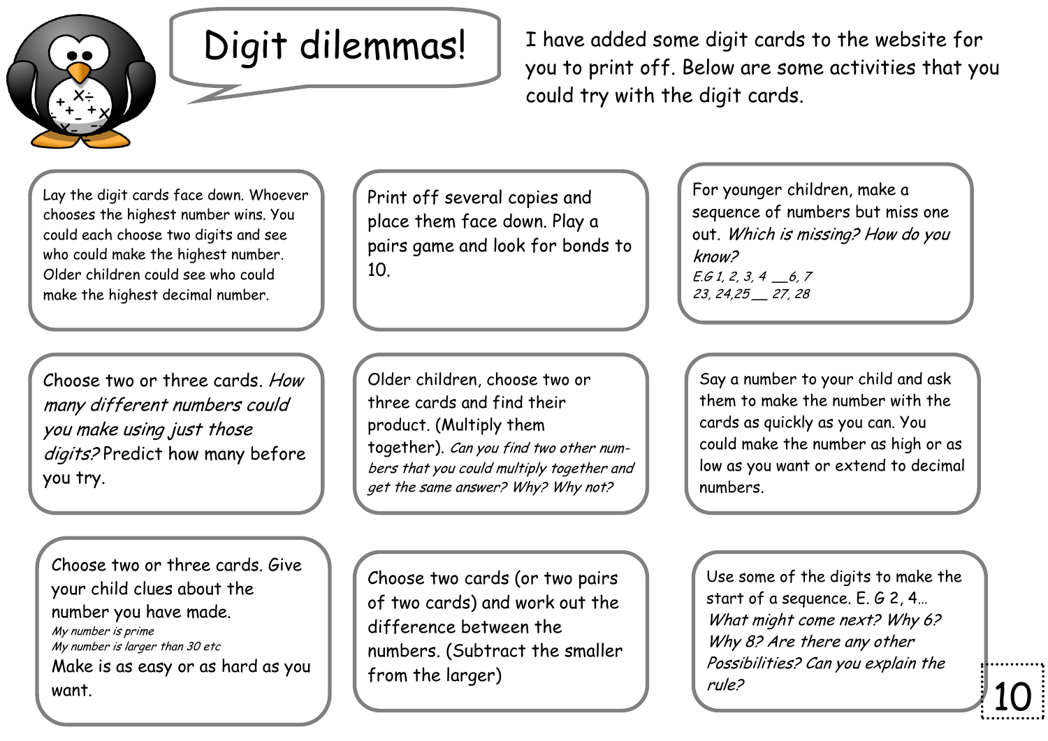# Digit dilemmas!

I have added some digit cards to the website for you to print off. Below are some activities that you could try with the digit cards.

Lay the digit cards face down. Whoever chooses the highest number wins. You could each choose two digits and see who could make the highest number. Older children could see who could make the highest decimal number.

Print off several copies and place them face down. Play a pairs game and look for bonds to 10.

For younger children, make a sequence of numbers but miss one out. *Which is missing? How do you know?*
*E.G 1, 2, 3, 4 __6, 7*
*23, 24,25__ 27, 28*

Choose two or three cards. *How many different numbers could you make using just those digits?* Predict how many before you try.

Older children, choose two or three cards and find their product. (Multiply them together). *Can you find two other numbers that you could multiply together and get the same answer? Why? Why not?*

Say a number to your child and ask them to make the number with the cards as quickly as you can. You could make the number as high or as low as you want or extend to decimal numbers.

Choose two or three cards. Give your child clues about the number you have made.
*My number is prime*
*My number is larger than 30 etc*
Make is as easy or as hard as you want.

Choose two cards (or two pairs of two cards) and work out the difference between the numbers. (Subtract the smaller from the larger)

Use some of the digits to make the start of a sequence. E. G 2, 4…
*What might come next? Why 6? Why 8? Are there any other Possibilities? Can you explain the rule?*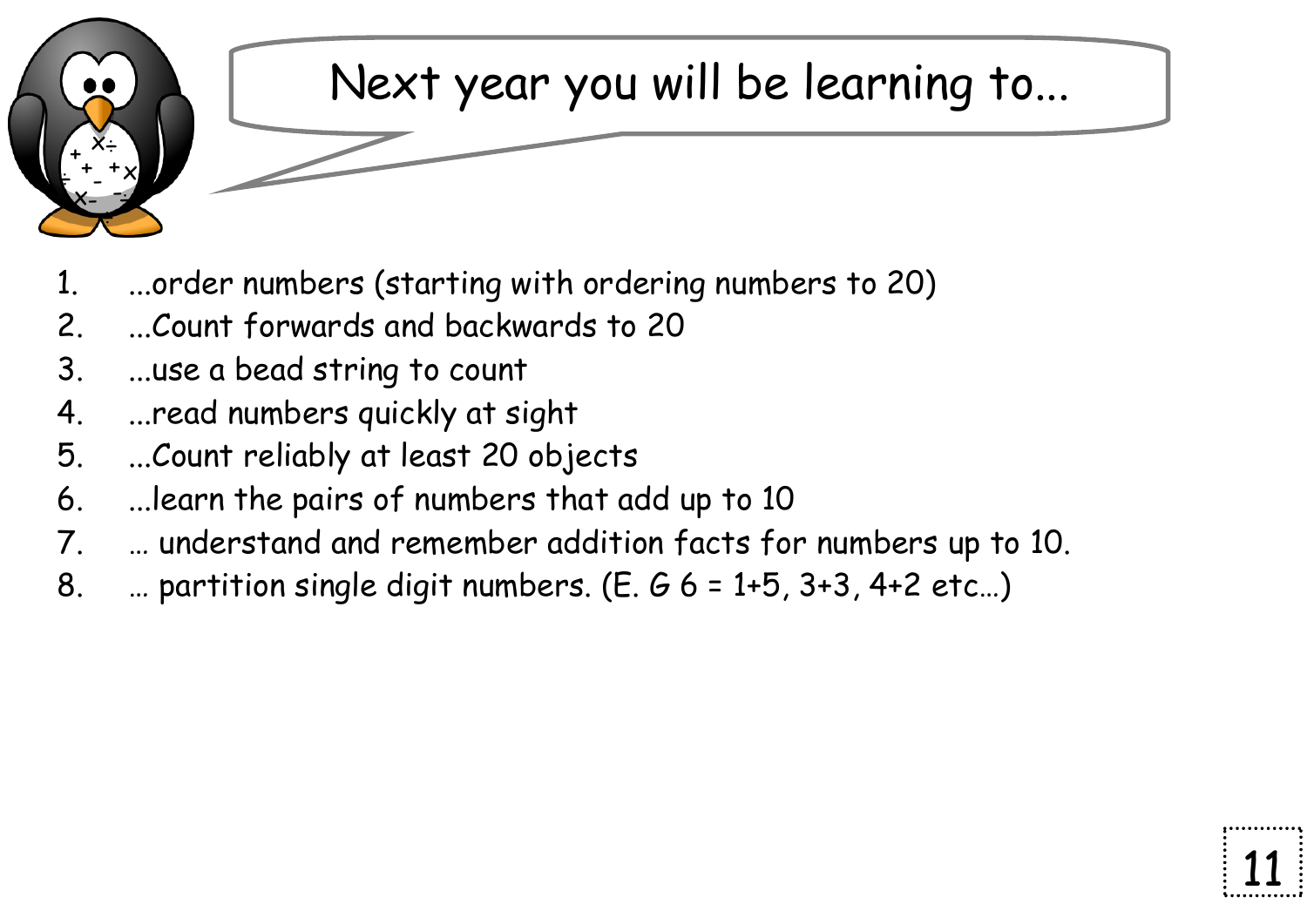# Next year you will be learning to...

1. ...order numbers (starting with ordering numbers to 20)
2. ...Count forwards and backwards to 20
3. ...use a bead string to count
4. ...read numbers quickly at sight
5. ...Count reliably at least 20 objects
6. ...learn the pairs of numbers that add up to 10
7. … understand and remember addition facts for numbers up to 10.
8. … partition single digit numbers. (E. G 6 = 1+5, 3+3, 4+2 etc…)